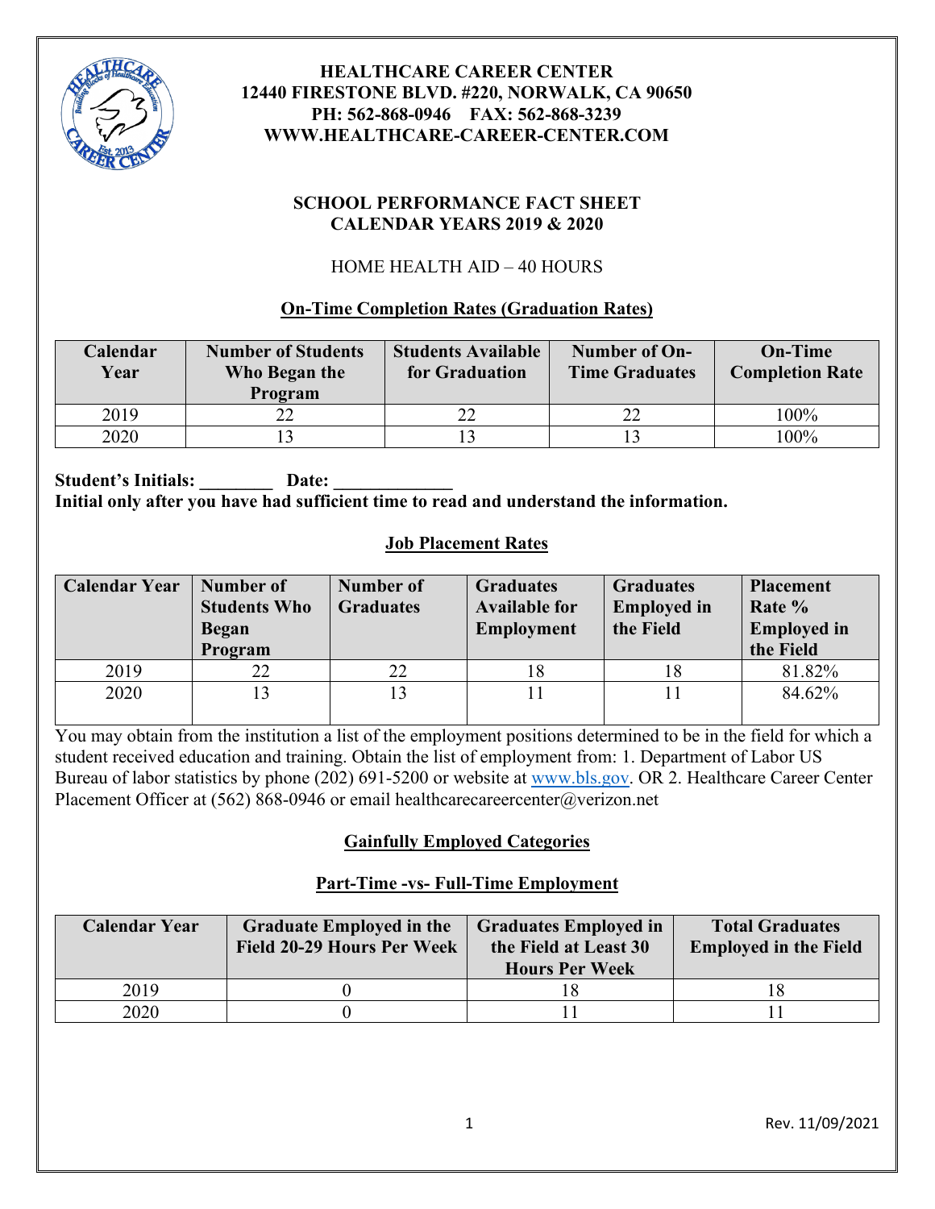**HEALTHCARE CAREER CENTER**
**12440 FIRESTONE BLVD. #220, NORWALK, CA 90650**
**PH: 562-868-0946 FAX: 562-868-3239**
**WWW.HEALTHCARE-CAREER-CENTER.COM**

**SCHOOL PERFORMANCE FACT SHEET**
**CALENDAR YEARS 2019 & 2020**

HOME HEALTH AID – 40 HOURS

## On-Time Completion Rates (Graduation Rates)

| Calendar Year | Number of Students Who Began the Program | Students Available for Graduation | Number of On-Time Graduates | On-Time Completion Rate |
|---|---|---|---|---|
| 2019 | 22 | 22 | 22 | 100% |
| 2020 | 13 | 13 | 13 | 100% |

**Student's Initials: ________ Date: _____________**
**Initial only after you have had sufficient time to read and understand the information.**

## Job Placement Rates

| Calendar Year | Number of Students Who Began Program | Number of Graduates | Graduates Available for Employment | Graduates Employed in the Field | Placement Rate % Employed in the Field |
|---|---|---|---|---|---|
| 2019 | 22 | 22 | 18 | 18 | 81.82% |
| 2020 | 13 | 13 | 11 | 11 | 84.62% |

You may obtain from the institution a list of the employment positions determined to be in the field for which a student received education and training. Obtain the list of employment from: 1. Department of Labor US Bureau of labor statistics by phone (202) 691-5200 or website at www.bls.gov. OR 2. Healthcare Career Center Placement Officer at (562) 868-0946 or email healthcarecareercenter@verizon.net

## Gainfully Employed Categories

### Part-Time -vs- Full-Time Employment

| Calendar Year | Graduate Employed in the Field 20-29 Hours Per Week | Graduates Employed in the Field at Least 30 Hours Per Week | Total Graduates Employed in the Field |
|---|---|---|---|
| 2019 | 0 | 18 | 18 |
| 2020 | 0 | 11 | 11 |

Rev. 11/09/2021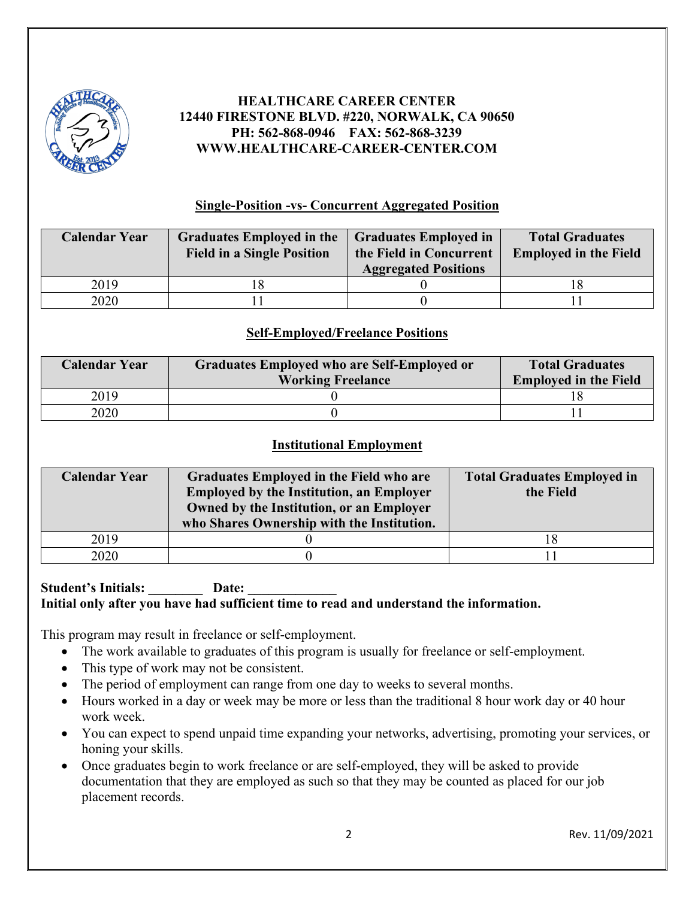**HEALTHCARE CAREER CENTER**
**12440 FIRESTONE BLVD. #220, NORWALK, CA 90650**
**PH: 562-868-0946 FAX: 562-868-3239**
**WWW.HEALTHCARE-CAREER-CENTER.COM**

## Single-Position -vs- Concurrent Aggregated Position

| Calendar Year | Graduates Employed in the Field in a Single Position | Graduates Employed in the Field in Concurrent Aggregated Positions | Total Graduates Employed in the Field |
|---|---|---|---|
| 2019 | 18 | 0 | 18 |
| 2020 | 11 | 0 | 11 |

## Self-Employed/Freelance Positions

| Calendar Year | Graduates Employed who are Self-Employed or Working Freelance | Total Graduates Employed in the Field |
|---|---|---|
| 2019 | 0 | 18 |
| 2020 | 0 | 11 |

## Institutional Employment

| Calendar Year | Graduates Employed in the Field who are Employed by the Institution, an Employer Owned by the Institution, or an Employer who Shares Ownership with the Institution. | Total Graduates Employed in the Field |
|---|---|---|
| 2019 | 0 | 18 |
| 2020 | 0 | 11 |

**Student's Initials: ________ Date: _____________**
**Initial only after you have had sufficient time to read and understand the information.**

This program may result in freelance or self-employment.

- The work available to graduates of this program is usually for freelance or self-employment.
- This type of work may not be consistent.
- The period of employment can range from one day to weeks to several months.
- Hours worked in a day or week may be more or less than the traditional 8 hour work day or 40 hour work week.
- You can expect to spend unpaid time expanding your networks, advertising, promoting your services, or honing your skills.
- Once graduates begin to work freelance or are self-employed, they will be asked to provide documentation that they are employed as such so that they may be counted as placed for our job placement records.

Rev. 11/09/2021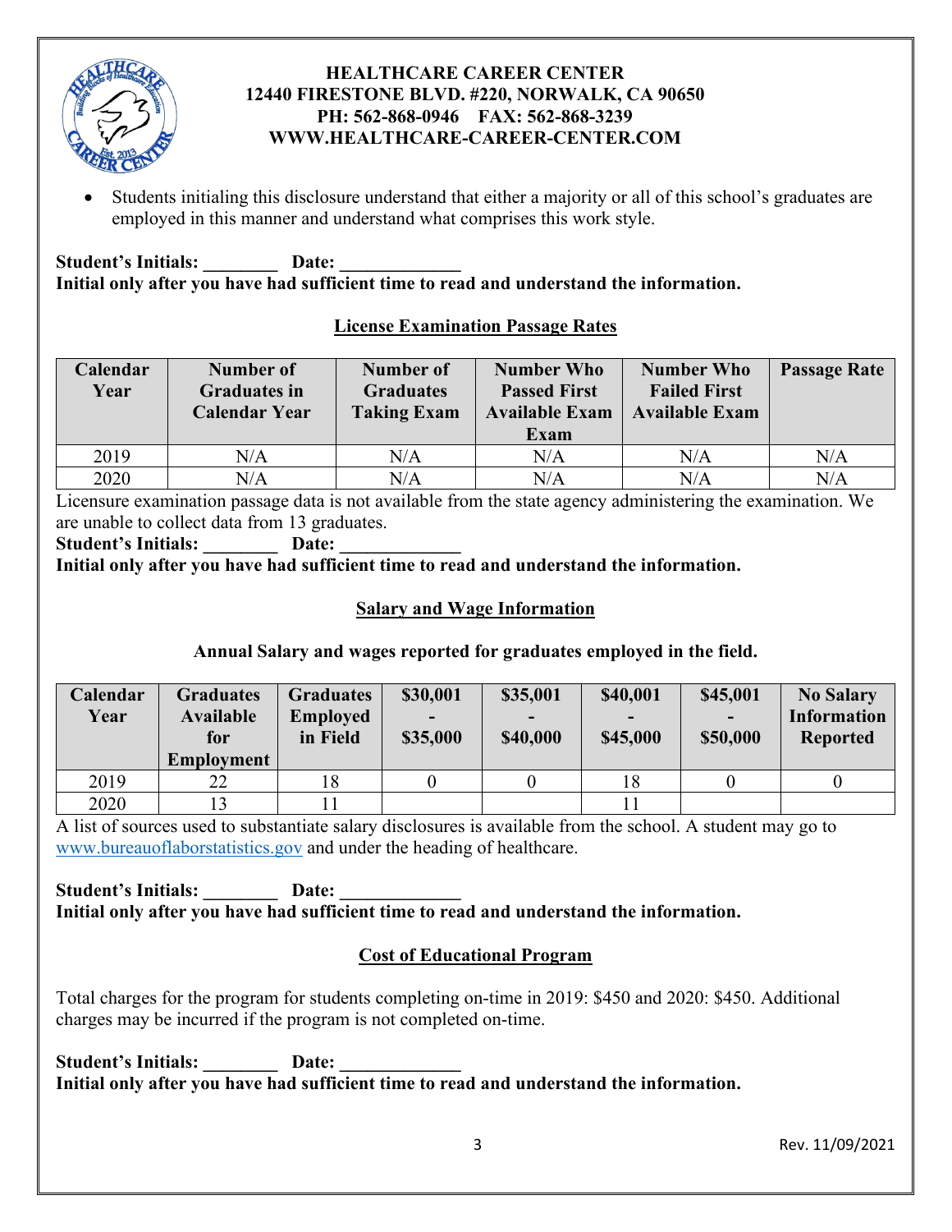**HEALTHCARE CAREER CENTER**
**12440 FIRESTONE BLVD. #220, NORWALK, CA 90650**
**PH: 562-868-0946 FAX: 562-868-3239**
**WWW.HEALTHCARE-CAREER-CENTER.COM**

- Students initialing this disclosure understand that either a majority or all of this school's graduates are employed in this manner and understand what comprises this work style.

**Student's Initials: ________ Date: _____________**
**Initial only after you have had sufficient time to read and understand the information.**

## License Examination Passage Rates

| Calendar Year | Number of Graduates in Calendar Year | Number of Graduates Taking Exam | Number Who Passed First Available Exam Exam | Number Who Failed First Available Exam | Passage Rate |
|---|---|---|---|---|---|
| 2019 | N/A | N/A | N/A | N/A | N/A |
| 2020 | N/A | N/A | N/A | N/A | N/A |

Licensure examination passage data is not available from the state agency administering the examination. We are unable to collect data from 13 graduates.

**Student's Initials: ________ Date: _____________**
**Initial only after you have had sufficient time to read and understand the information.**

## Salary and Wage Information

**Annual Salary and wages reported for graduates employed in the field.**

| Calendar Year | Graduates Available for Employment | Graduates Employed in Field | $30,001 - $35,000 | $35,001 - $40,000 | $40,001 - $45,000 | $45,001 - $50,000 | No Salary Information Reported |
|---|---|---|---|---|---|---|---|
| 2019 | 22 | 18 | 0 | 0 | 18 | 0 | 0 |
| 2020 | 13 | 11 | | | 11 | | |

A list of sources used to substantiate salary disclosures is available from the school. A student may go to www.bureauoflaborstatistics.gov and under the heading of healthcare.

**Student's Initials: ________ Date: _____________**
**Initial only after you have had sufficient time to read and understand the information.**

## Cost of Educational Program

Total charges for the program for students completing on-time in 2019: $450 and 2020: $450. Additional charges may be incurred if the program is not completed on-time.

**Student's Initials: ________ Date: _____________**
**Initial only after you have had sufficient time to read and understand the information.**

Rev. 11/09/2021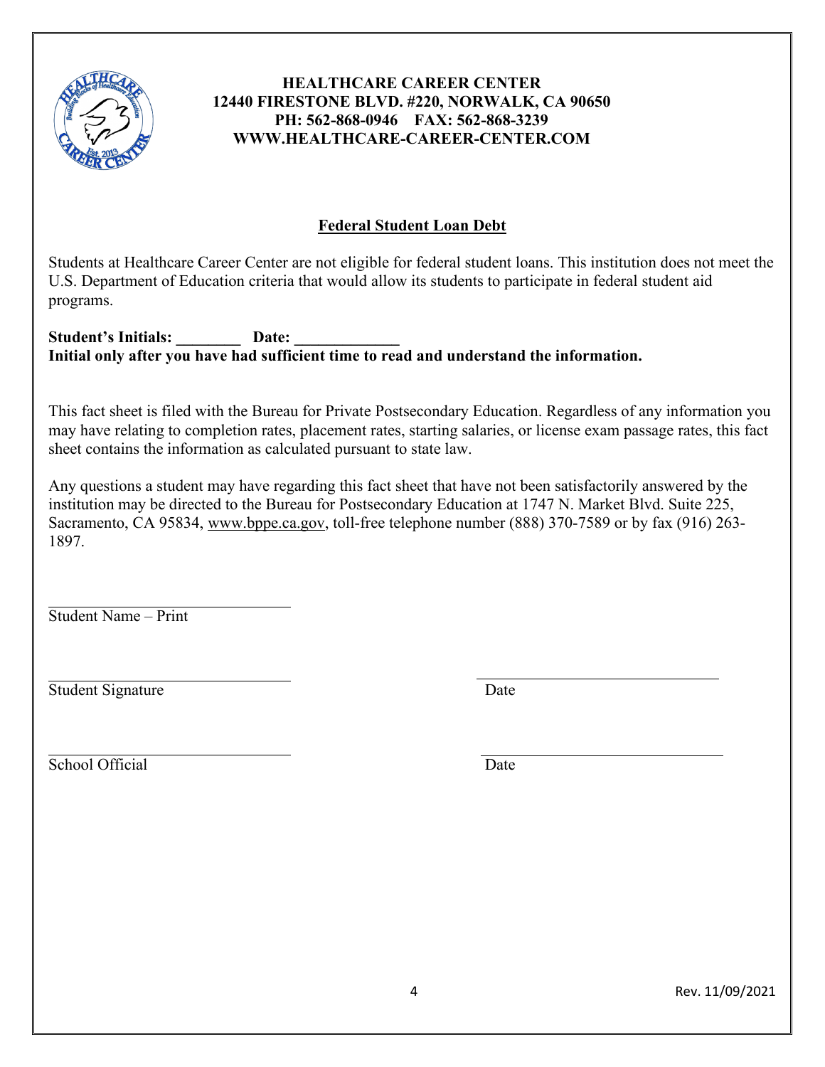**HEALTHCARE CAREER CENTER**
**12440 FIRESTONE BLVD. #220, NORWALK, CA 90650**
**PH: 562-868-0946 FAX: 562-868-3239**
**WWW.HEALTHCARE-CAREER-CENTER.COM**

## Federal Student Loan Debt

Students at Healthcare Career Center are not eligible for federal student loans. This institution does not meet the U.S. Department of Education criteria that would allow its students to participate in federal student aid programs.

**Student's Initials: ________ Date: _____________**
**Initial only after you have had sufficient time to read and understand the information.**

This fact sheet is filed with the Bureau for Private Postsecondary Education. Regardless of any information you may have relating to completion rates, placement rates, starting salaries, or license exam passage rates, this fact sheet contains the information as calculated pursuant to state law.

Any questions a student may have regarding this fact sheet that have not been satisfactorily answered by the institution may be directed to the Bureau for Postsecondary Education at 1747 N. Market Blvd. Suite 225, Sacramento, CA 95834, www.bppe.ca.gov, toll-free telephone number (888) 370-7589 or by fax (916) 263-1897.

______________________________
Student Name – Print

______________________________ ______________________________
Student Signature Date

______________________________ ______________________________
School Official Date

Rev. 11/09/2021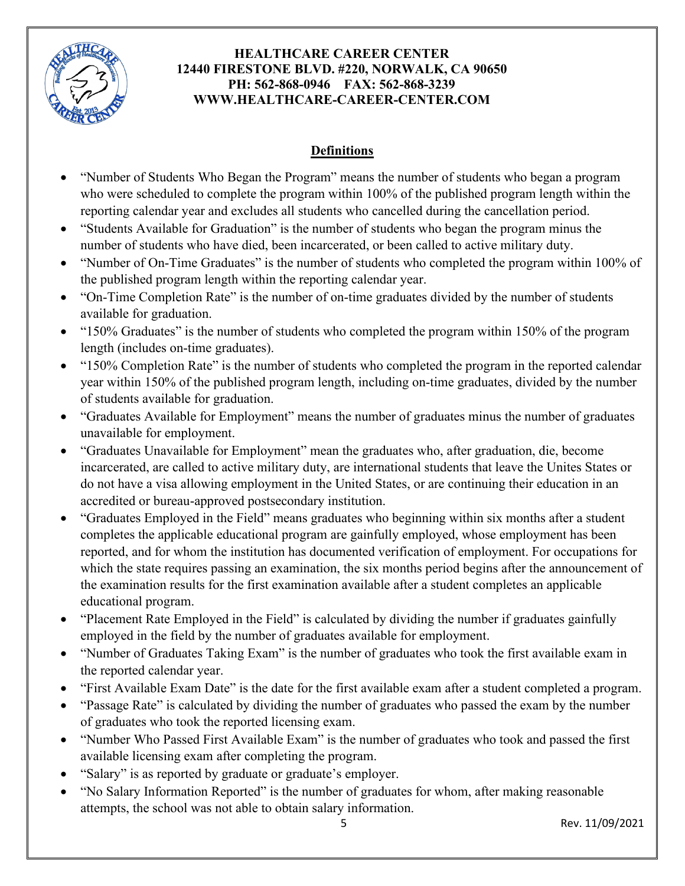**HEALTHCARE CAREER CENTER**
**12440 FIRESTONE BLVD. #220, NORWALK, CA 90650**
**PH: 562-868-0946 FAX: 562-868-3239**
**WWW.HEALTHCARE-CAREER-CENTER.COM**

## Definitions

- "Number of Students Who Began the Program" means the number of students who began a program who were scheduled to complete the program within 100% of the published program length within the reporting calendar year and excludes all students who cancelled during the cancellation period.
- "Students Available for Graduation" is the number of students who began the program minus the number of students who have died, been incarcerated, or been called to active military duty.
- "Number of On-Time Graduates" is the number of students who completed the program within 100% of the published program length within the reporting calendar year.
- "On-Time Completion Rate" is the number of on-time graduates divided by the number of students available for graduation.
- "150% Graduates" is the number of students who completed the program within 150% of the program length (includes on-time graduates).
- "150% Completion Rate" is the number of students who completed the program in the reported calendar year within 150% of the published program length, including on-time graduates, divided by the number of students available for graduation.
- "Graduates Available for Employment" means the number of graduates minus the number of graduates unavailable for employment.
- "Graduates Unavailable for Employment" mean the graduates who, after graduation, die, become incarcerated, are called to active military duty, are international students that leave the Unites States or do not have a visa allowing employment in the United States, or are continuing their education in an accredited or bureau-approved postsecondary institution.
- "Graduates Employed in the Field" means graduates who beginning within six months after a student completes the applicable educational program are gainfully employed, whose employment has been reported, and for whom the institution has documented verification of employment. For occupations for which the state requires passing an examination, the six months period begins after the announcement of the examination results for the first examination available after a student completes an applicable educational program.
- "Placement Rate Employed in the Field" is calculated by dividing the number if graduates gainfully employed in the field by the number of graduates available for employment.
- "Number of Graduates Taking Exam" is the number of graduates who took the first available exam in the reported calendar year.
- "First Available Exam Date" is the date for the first available exam after a student completed a program.
- "Passage Rate" is calculated by dividing the number of graduates who passed the exam by the number of graduates who took the reported licensing exam.
- "Number Who Passed First Available Exam" is the number of graduates who took and passed the first available licensing exam after completing the program.
- "Salary" is as reported by graduate or graduate's employer.
- "No Salary Information Reported" is the number of graduates for whom, after making reasonable attempts, the school was not able to obtain salary information.

Rev. 11/09/2021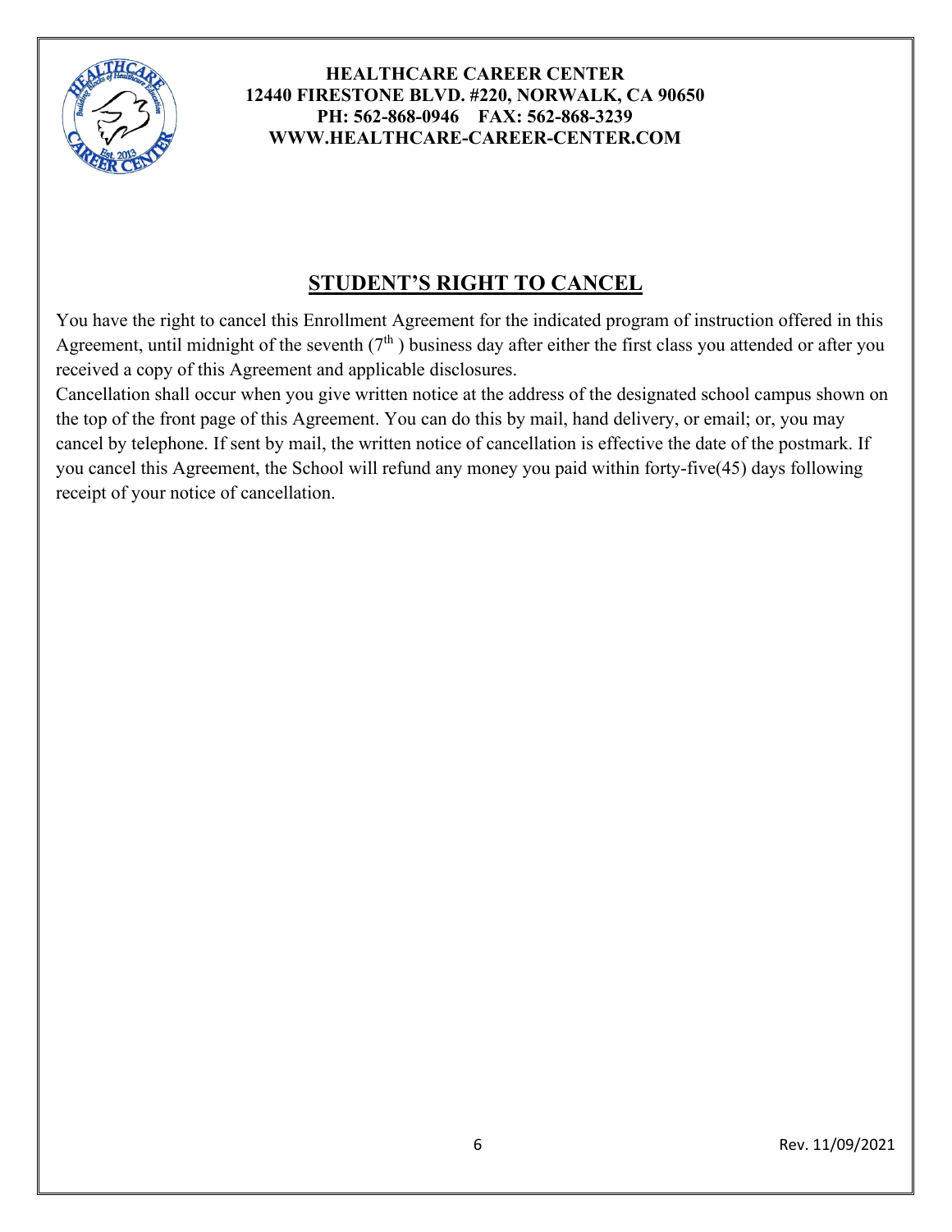**HEALTHCARE CAREER CENTER**
**12440 FIRESTONE BLVD. #220, NORWALK, CA 90650**
**PH: 562-868-0946 FAX: 562-868-3239**
**WWW.HEALTHCARE-CAREER-CENTER.COM**

## STUDENT'S RIGHT TO CANCEL

You have the right to cancel this Enrollment Agreement for the indicated program of instruction offered in this Agreement, until midnight of the seventh ($7^{th}$ ) business day after either the first class you attended or after you received a copy of this Agreement and applicable disclosures.

Cancellation shall occur when you give written notice at the address of the designated school campus shown on the top of the front page of this Agreement. You can do this by mail, hand delivery, or email; or, you may cancel by telephone. If sent by mail, the written notice of cancellation is effective the date of the postmark. If you cancel this Agreement, the School will refund any money you paid within forty-five(45) days following receipt of your notice of cancellation.

Rev. 11/09/2021